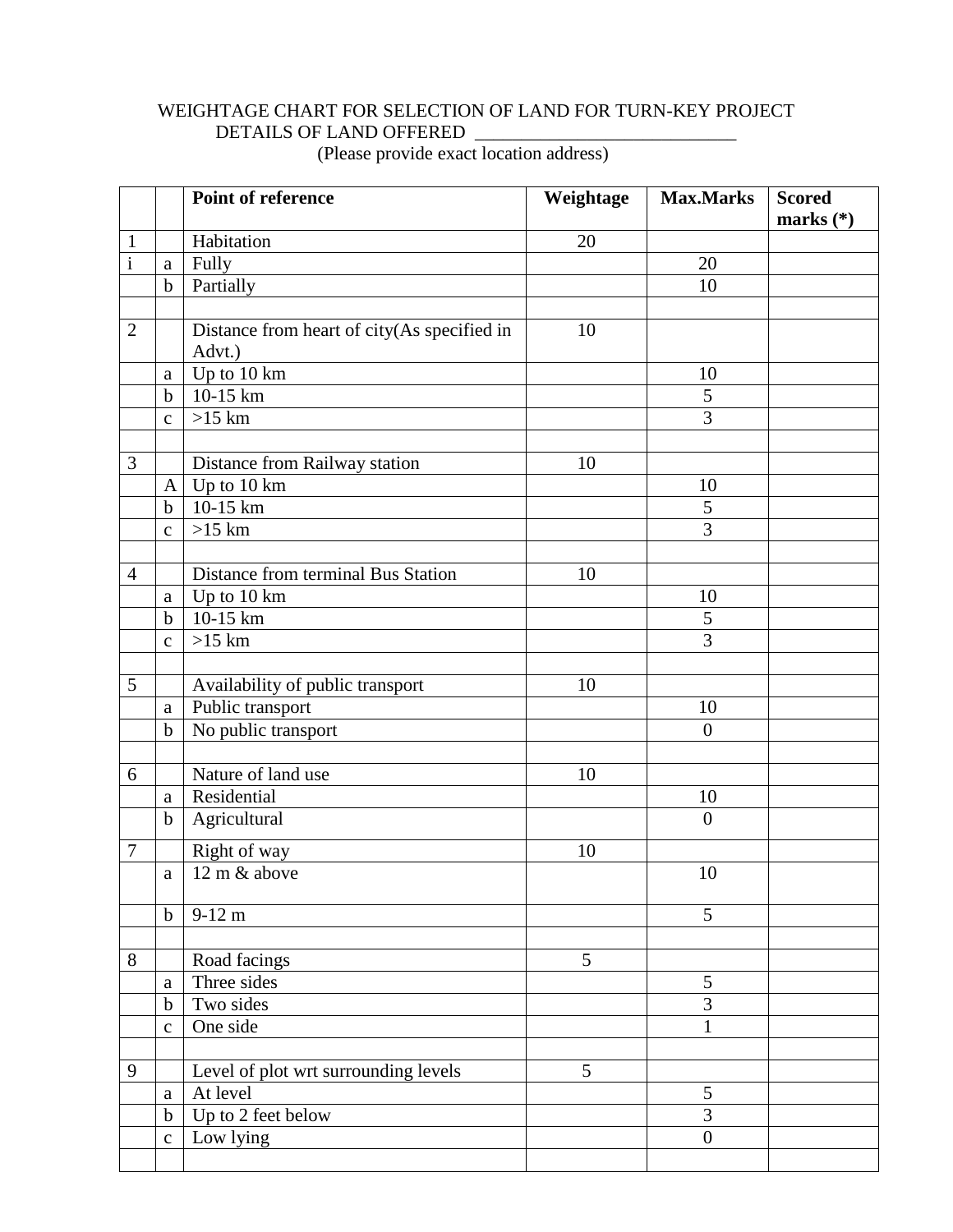# WEIGHTAGE CHART FOR SELECTION OF LAND FOR TURN-KEY PROJECT

DETAILS OF LAND OFFERED ____________________________

(Please provide exact location address)

| | | **Point of reference** | **Weightage** | **Max.Marks** | **Scored marks (*)** |
|---|---|---|---|---|---|
| 1 | | Habitation | 20 | | |
| i | a | Fully | | 20 | |
| | b | Partially | | 10 | |
| | | | | | |
| 2 | | Distance from heart of city(As specified in Advt.) | 10 | | |
| | a | Up to 10 km | | 10 | |
| | b | 10-15 km | | 5 | |
| | c | >15 km | | 3 | |
| | | | | | |
| 3 | | Distance from Railway station | 10 | | |
| | A | Up to 10 km | | 10 | |
| | b | 10-15 km | | 5 | |
| | c | >15 km | | 3 | |
| | | | | | |
| 4 | | Distance from terminal Bus Station | 10 | | |
| | a | Up to 10 km | | 10 | |
| | b | 10-15 km | | 5 | |
| | c | >15 km | | 3 | |
| | | | | | |
| 5 | | Availability of public transport | 10 | | |
| | a | Public transport | | 10 | |
| | b | No public transport | | 0 | |
| | | | | | |
| 6 | | Nature of land use | 10 | | |
| | a | Residential | | 10 | |
| | b | Agricultural | | 0 | |
| 7 | | Right of way | 10 | | |
| | a | 12 m & above | | 10 | |
| | b | 9-12 m | | 5 | |
| | | | | | |
| 8 | | Road facings | 5 | | |
| | a | Three sides | | 5 | |
| | b | Two sides | | 3 | |
| | c | One side | | 1 | |
| | | | | | |
| 9 | | Level of plot wrt surrounding levels | 5 | | |
| | a | At level | | 5 | |
| | b | Up to 2 feet below | | 3 | |
| | c | Low lying | | 0 | |
| | | | | | |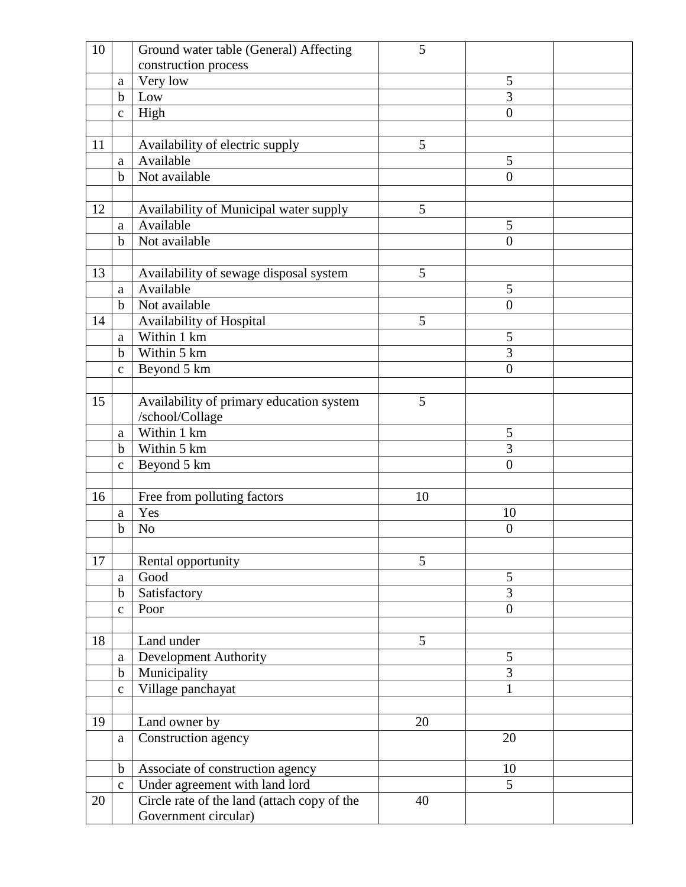| 10 | | Ground water table (General) Affecting construction process | 5 | | |
|---|---|---|---|---|---|
| | a | Very low | | 5 | |
| | b | Low | | 3 | |
| | c | High | | 0 | |
| | | | | | |
| 11 | | Availability of electric supply | 5 | | |
| | a | Available | | 5 | |
| | b | Not available | | 0 | |
| | | | | | |
| 12 | | Availability of Municipal water supply | 5 | | |
| | a | Available | | 5 | |
| | b | Not available | | 0 | |
| | | | | | |
| 13 | | Availability of sewage disposal system | 5 | | |
| | a | Available | | 5 | |
| | b | Not available | | 0 | |
| 14 | | Availability of Hospital | 5 | | |
| | a | Within 1 km | | 5 | |
| | b | Within 5 km | | 3 | |
| | c | Beyond 5 km | | 0 | |
| | | | | | |
| 15 | | Availability of primary education system /school/Collage | 5 | | |
| | a | Within 1 km | | 5 | |
| | b | Within 5 km | | 3 | |
| | c | Beyond 5 km | | 0 | |
| | | | | | |
| 16 | | Free from polluting factors | 10 | | |
| | a | Yes | | 10 | |
| | b | No | | 0 | |
| | | | | | |
| 17 | | Rental opportunity | 5 | | |
| | a | Good | | 5 | |
| | b | Satisfactory | | 3 | |
| | c | Poor | | 0 | |
| | | | | | |
| 18 | | Land under | 5 | | |
| | a | Development Authority | | 5 | |
| | b | Municipality | | 3 | |
| | c | Village panchayat | | 1 | |
| | | | | | |
| 19 | | Land owner by | 20 | | |
| | a | Construction agency | | 20 | |
| | b | Associate of construction agency | | 10 | |
| | c | Under agreement with land lord | | 5 | |
| 20 | | Circle rate of the land (attach copy of the Government circular) | 40 | | |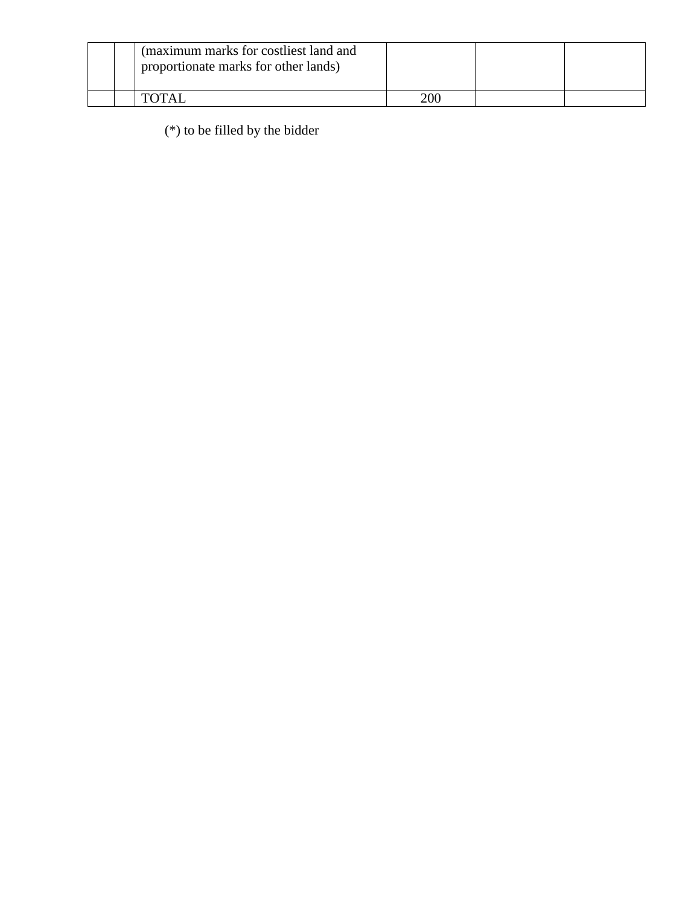| | | | | | |
|---|---|---|---|---|---|
| | | (maximum marks for costliest land and proportionate marks for other lands) | | | |
| | | TOTAL | 200 | | |

(*) to be filled by the bidder